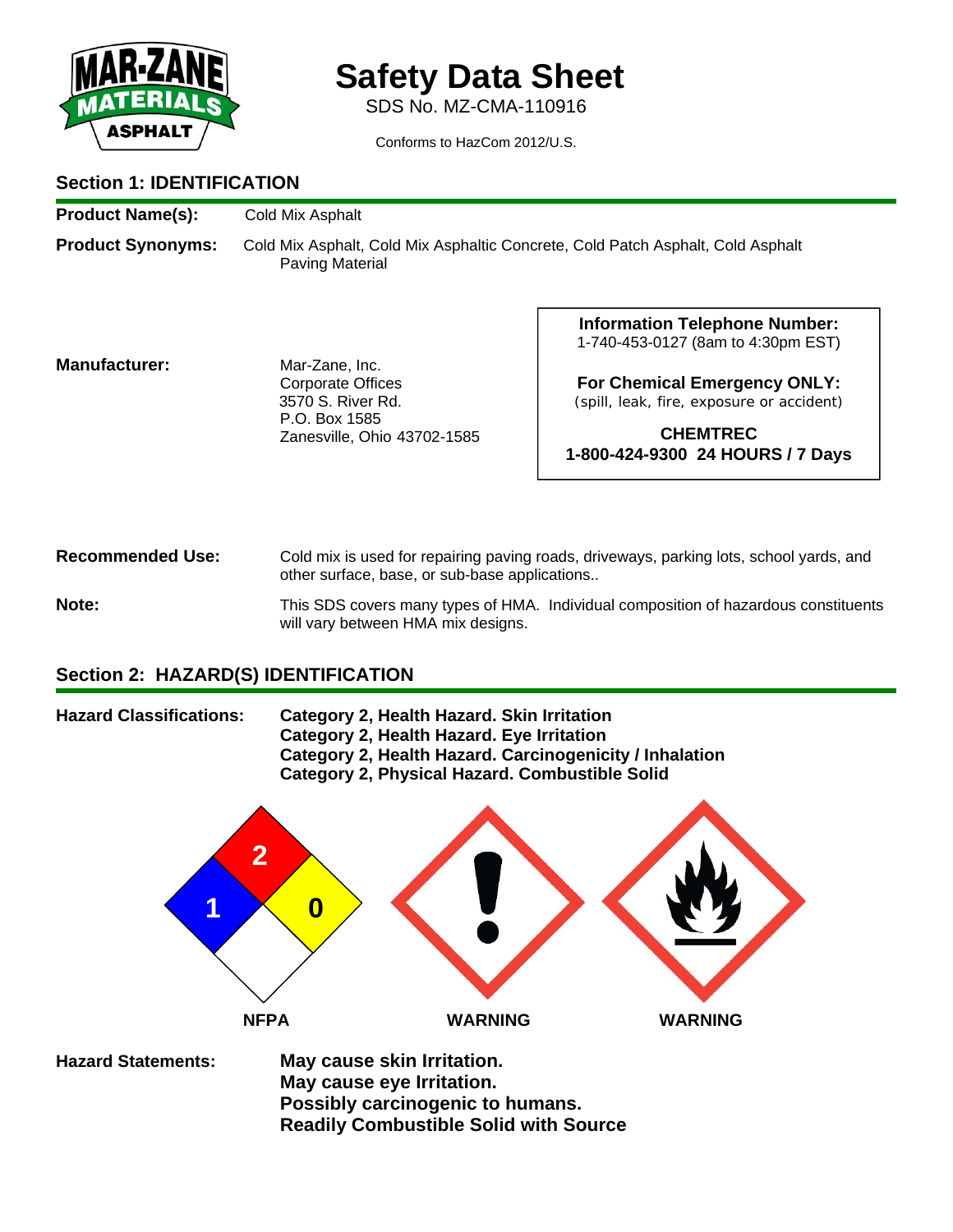MAR-ZANE MATERIALS ASPHALT

# Safety Data Sheet

SDS No. MZ-CMA-110916

Conforms to HazCom 2012/U.S.

## Section 1: IDENTIFICATION

**Product Name(s):** Cold Mix Asphalt

**Product Synonyms:** Cold Mix Asphalt, Cold Mix Asphaltic Concrete, Cold Patch Asphalt, Cold Asphalt Paving Material

**Manufacturer:**
Mar-Zane, Inc.
Corporate Offices
3570 S. River Rd.
P.O. Box 1585
Zanesville, Ohio 43702-1585

**Information Telephone Number:**
1-740-453-0127 (8am to 4:30pm EST)

**For Chemical Emergency ONLY:**
(spill, leak, fire, exposure or accident)

**CHEMTREC**
**1-800-424-9300 24 HOURS / 7 Days**

**Recommended Use:** Cold mix is used for repairing paving roads, driveways, parking lots, school yards, and other surface, base, or sub-base applications..

**Note:** This SDS covers many types of HMA. Individual composition of hazardous constituents will vary between HMA mix designs.

## Section 2: HAZARD(S) IDENTIFICATION

**Hazard Classifications:**
**Category 2, Health Hazard. Skin Irritation**
**Category 2, Health Hazard. Eye Irritation**
**Category 2, Health Hazard. Carcinogenicity / Inhalation**
**Category 2, Physical Hazard. Combustible Solid**

2
1 0

**NFPA** **WARNING** **WARNING**

**Hazard Statements:**
**May cause skin Irritation.**
**May cause eye Irritation.**
**Possibly carcinogenic to humans.**
**Readily Combustible Solid with Source**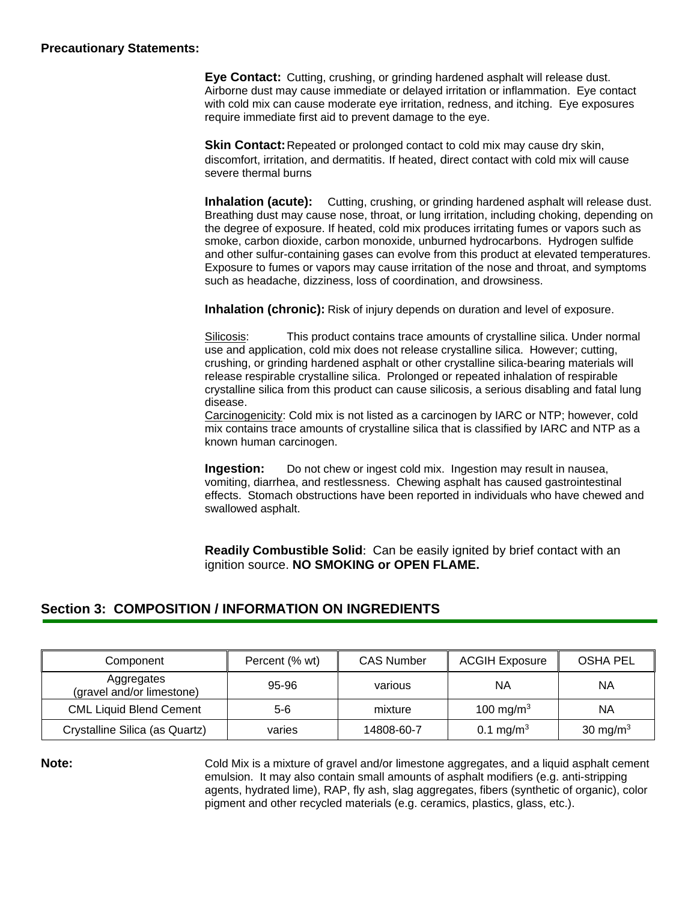**Precautionary Statements:**

**Eye Contact:** Cutting, crushing, or grinding hardened asphalt will release dust. Airborne dust may cause immediate or delayed irritation or inflammation. Eye contact with cold mix can cause moderate eye irritation, redness, and itching. Eye exposures require immediate first aid to prevent damage to the eye.

**Skin Contact:** Repeated or prolonged contact to cold mix may cause dry skin, discomfort, irritation, and dermatitis. If heated, direct contact with cold mix will cause severe thermal burns

**Inhalation (acute):** Cutting, crushing, or grinding hardened asphalt will release dust. Breathing dust may cause nose, throat, or lung irritation, including choking, depending on the degree of exposure. If heated, cold mix produces irritating fumes or vapors such as smoke, carbon dioxide, carbon monoxide, unburned hydrocarbons. Hydrogen sulfide and other sulfur-containing gases can evolve from this product at elevated temperatures. Exposure to fumes or vapors may cause irritation of the nose and throat, and symptoms such as headache, dizziness, loss of coordination, and drowsiness.

**Inhalation (chronic):** Risk of injury depends on duration and level of exposure.

Silicosis: This product contains trace amounts of crystalline silica. Under normal use and application, cold mix does not release crystalline silica. However; cutting, crushing, or grinding hardened asphalt or other crystalline silica-bearing materials will release respirable crystalline silica. Prolonged or repeated inhalation of respirable crystalline silica from this product can cause silicosis, a serious disabling and fatal lung disease.
Carcinogenicity: Cold mix is not listed as a carcinogen by IARC or NTP; however, cold mix contains trace amounts of crystalline silica that is classified by IARC and NTP as a known human carcinogen.

**Ingestion:** Do not chew or ingest cold mix. Ingestion may result in nausea, vomiting, diarrhea, and restlessness. Chewing asphalt has caused gastrointestinal effects. Stomach obstructions have been reported in individuals who have chewed and swallowed asphalt.

**Readily Combustible Solid**: Can be easily ignited by brief contact with an ignition source. **NO SMOKING or OPEN FLAME.**

## Section 3: COMPOSITION / INFORMATION ON INGREDIENTS

| Component | Percent (% wt) | CAS Number | ACGIH Exposure | OSHA PEL |
|---|---|---|---|---|
| Aggregates (gravel and/or limestone) | 95-96 | various | NA | NA |
| CML Liquid Blend Cement | 5-6 | mixture | 100 $mg/m^3$ | NA |
| Crystalline Silica (as Quartz) | varies | 14808-60-7 | 0.1 $mg/m^3$ | 30 $mg/m^3$ |

**Note:** Cold Mix is a mixture of gravel and/or limestone aggregates, and a liquid asphalt cement emulsion. It may also contain small amounts of asphalt modifiers (e.g. anti-stripping agents, hydrated lime), RAP, fly ash, slag aggregates, fibers (synthetic of organic), color pigment and other recycled materials (e.g. ceramics, plastics, glass, etc.).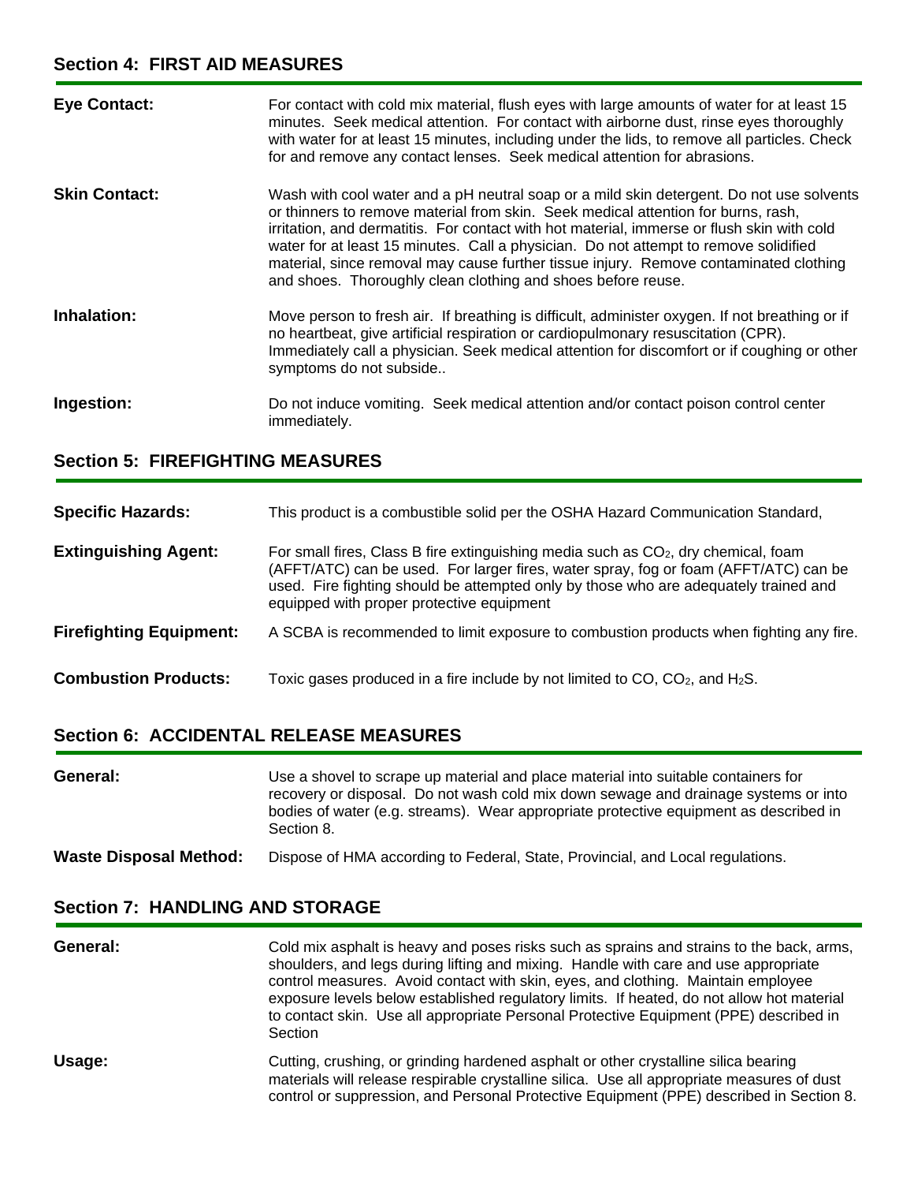## Section 4: FIRST AID MEASURES

**Eye Contact:** For contact with cold mix material, flush eyes with large amounts of water for at least 15 minutes. Seek medical attention. For contact with airborne dust, rinse eyes thoroughly with water for at least 15 minutes, including under the lids, to remove all particles. Check for and remove any contact lenses. Seek medical attention for abrasions.

**Skin Contact:** Wash with cool water and a pH neutral soap or a mild skin detergent. Do not use solvents or thinners to remove material from skin. Seek medical attention for burns, rash, irritation, and dermatitis. For contact with hot material, immerse or flush skin with cold water for at least 15 minutes. Call a physician. Do not attempt to remove solidified material, since removal may cause further tissue injury. Remove contaminated clothing and shoes. Thoroughly clean clothing and shoes before reuse.

**Inhalation:** Move person to fresh air. If breathing is difficult, administer oxygen. If not breathing or if no heartbeat, give artificial respiration or cardiopulmonary resuscitation (CPR). Immediately call a physician. Seek medical attention for discomfort or if coughing or other symptoms do not subside..

**Ingestion:** Do not induce vomiting. Seek medical attention and/or contact poison control center immediately.

## Section 5: FIREFIGHTING MEASURES

**Specific Hazards:** This product is a combustible solid per the OSHA Hazard Communication Standard,

**Extinguishing Agent:** For small fires, Class B fire extinguishing media such as $CO_2$, dry chemical, foam (AFFT/ATC) can be used. For larger fires, water spray, fog or foam (AFFT/ATC) can be used. Fire fighting should be attempted only by those who are adequately trained and equipped with proper protective equipment

**Firefighting Equipment:** A SCBA is recommended to limit exposure to combustion products when fighting any fire.

**Combustion Products:** Toxic gases produced in a fire include by not limited to CO, $CO_2$, and $H_2S$.

## Section 6: ACCIDENTAL RELEASE MEASURES

**General:** Use a shovel to scrape up material and place material into suitable containers for recovery or disposal. Do not wash cold mix down sewage and drainage systems or into bodies of water (e.g. streams). Wear appropriate protective equipment as described in Section 8.

**Waste Disposal Method:** Dispose of HMA according to Federal, State, Provincial, and Local regulations.

## Section 7: HANDLING AND STORAGE

**General:** Cold mix asphalt is heavy and poses risks such as sprains and strains to the back, arms, shoulders, and legs during lifting and mixing. Handle with care and use appropriate control measures. Avoid contact with skin, eyes, and clothing. Maintain employee exposure levels below established regulatory limits. If heated, do not allow hot material to contact skin. Use all appropriate Personal Protective Equipment (PPE) described in Section

**Usage:** Cutting, crushing, or grinding hardened asphalt or other crystalline silica bearing materials will release respirable crystalline silica. Use all appropriate measures of dust control or suppression, and Personal Protective Equipment (PPE) described in Section 8.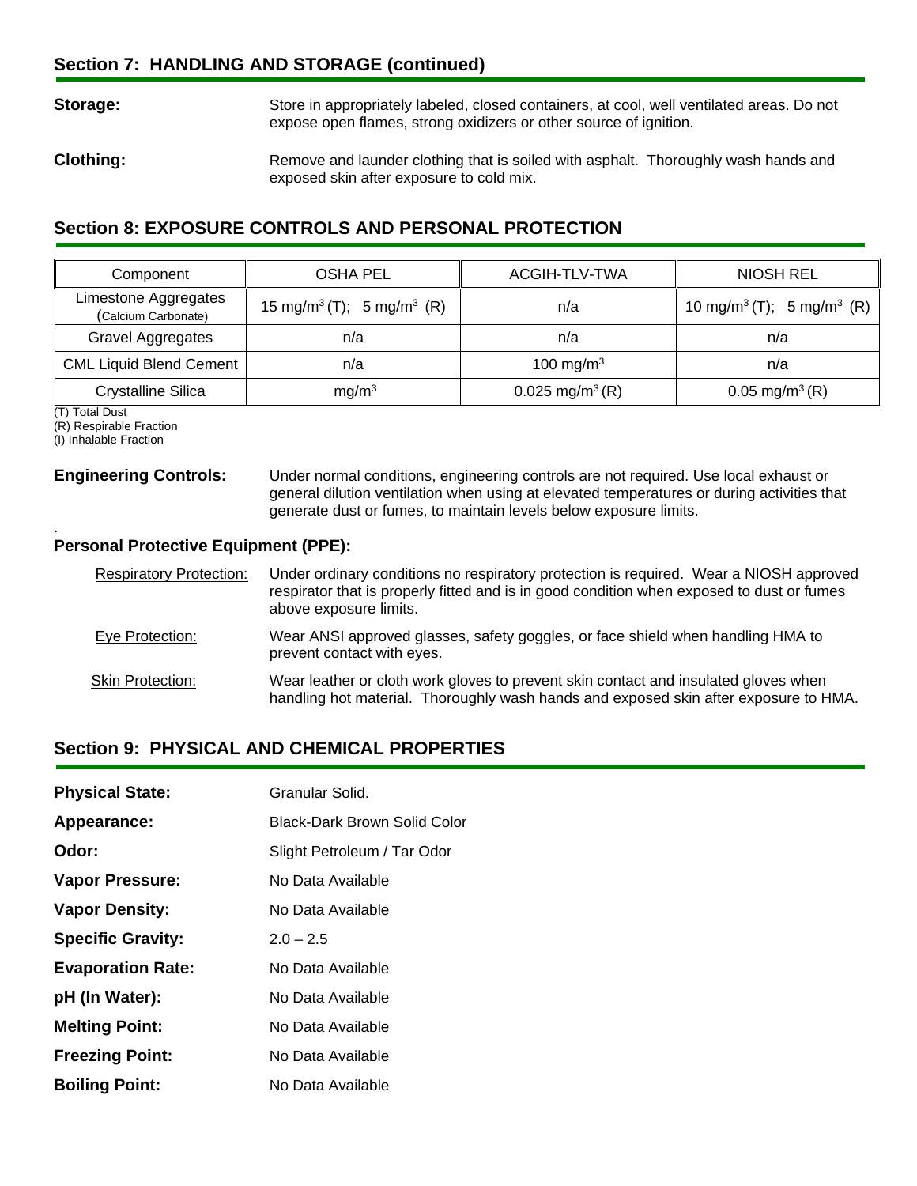## Section 7: HANDLING AND STORAGE (continued)

**Storage:** Store in appropriately labeled, closed containers, at cool, well ventilated areas. Do not expose open flames, strong oxidizers or other source of ignition.

**Clothing:** Remove and launder clothing that is soiled with asphalt. Thoroughly wash hands and exposed skin after exposure to cold mix.

## Section 8: EXPOSURE CONTROLS AND PERSONAL PROTECTION

| Component | OSHA PEL | ACGIH-TLV-TWA | NIOSH REL |
|---|---|---|---|
| Limestone Aggregates (Calcium Carbonate) | 15 $mg/m^3$ (T); 5 $mg/m^3$ (R) | n/a | 10 $mg/m^3$ (T); 5 $mg/m^3$ (R) |
| Gravel Aggregates | n/a | n/a | n/a |
| CML Liquid Blend Cement | n/a | 100 $mg/m^3$ | n/a |
| Crystalline Silica | $mg/m^3$ | 0.025 $mg/m^3$ (R) | 0.05 $mg/m^3$ (R) |

(T) Total Dust
(R) Respirable Fraction
(I) Inhalable Fraction

**Engineering Controls:** Under normal conditions, engineering controls are not required. Use local exhaust or general dilution ventilation when using at elevated temperatures or during activities that generate dust or fumes, to maintain levels below exposure limits.

### Personal Protective Equipment (PPE):

Respiratory Protection: Under ordinary conditions no respiratory protection is required. Wear a NIOSH approved respirator that is properly fitted and is in good condition when exposed to dust or fumes above exposure limits.

Eye Protection: Wear ANSI approved glasses, safety goggles, or face shield when handling HMA to prevent contact with eyes.

Skin Protection: Wear leather or cloth work gloves to prevent skin contact and insulated gloves when handling hot material. Thoroughly wash hands and exposed skin after exposure to HMA.

## Section 9: PHYSICAL AND CHEMICAL PROPERTIES

**Physical State:** Granular Solid.

**Appearance:** Black-Dark Brown Solid Color

**Odor:** Slight Petroleum / Tar Odor

**Vapor Pressure:** No Data Available

**Vapor Density:** No Data Available

**Specific Gravity:** 2.0 – 2.5

**Evaporation Rate:** No Data Available

**pH (In Water):** No Data Available

**Melting Point:** No Data Available

**Freezing Point:** No Data Available

**Boiling Point:** No Data Available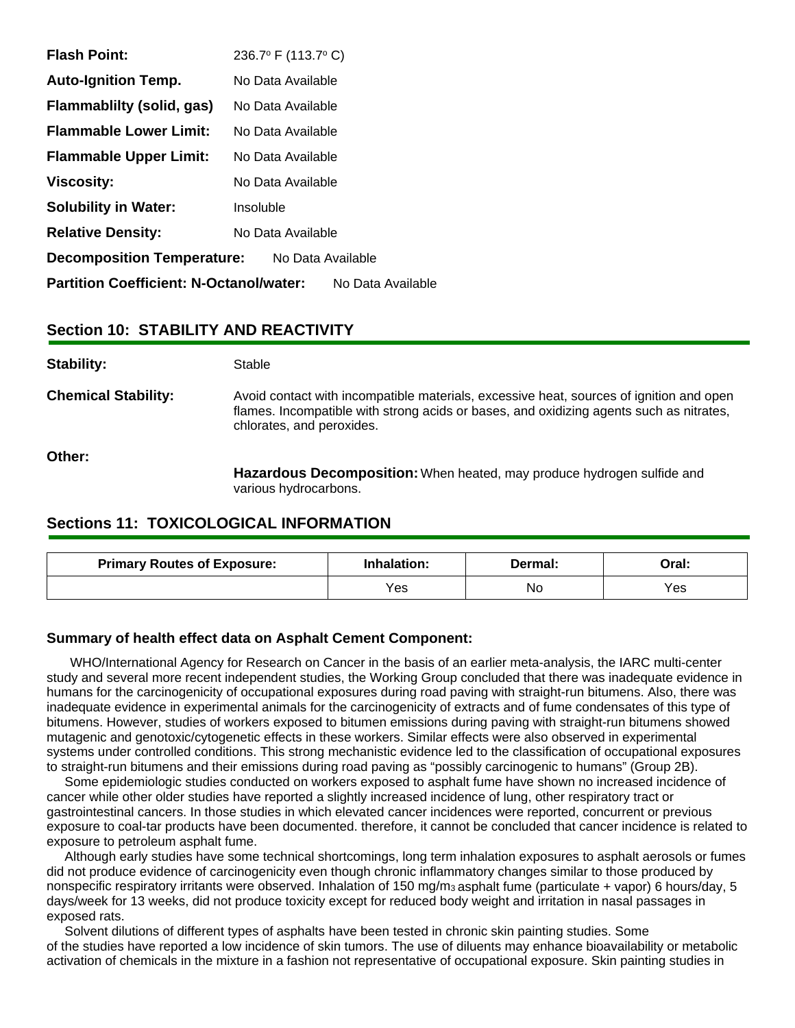**Flash Point:** 236.7º F (113.7º C)

**Auto-Ignition Temp.** No Data Available

**Flammablilty (solid, gas)** No Data Available

**Flammable Lower Limit:** No Data Available

**Flammable Upper Limit:** No Data Available

**Viscosity:** No Data Available

**Solubility in Water:** Insoluble

**Relative Density:** No Data Available

**Decomposition Temperature:** No Data Available

**Partition Coefficient: N-Octanol/water:** No Data Available

## Section 10: STABILITY AND REACTIVITY

**Stability:** Stable

**Chemical Stability:** Avoid contact with incompatible materials, excessive heat, sources of ignition and open flames. Incompatible with strong acids or bases, and oxidizing agents such as nitrates, chlorates, and peroxides.

**Other:**

**Hazardous Decomposition:** When heated, may produce hydrogen sulfide and various hydrocarbons.

## Sections 11: TOXICOLOGICAL INFORMATION

| Primary Routes of Exposure: | Inhalation: | Dermal: | Oral: |
|---|---|---|---|
| | Yes | No | Yes |

**Summary of health effect data on Asphalt Cement Component:**

WHO/International Agency for Research on Cancer in the basis of an earlier meta-analysis, the IARC multi-center study and several more recent independent studies, the Working Group concluded that there was inadequate evidence in humans for the carcinogenicity of occupational exposures during road paving with straight-run bitumens. Also, there was inadequate evidence in experimental animals for the carcinogenicity of extracts and of fume condensates of this type of bitumens. However, studies of workers exposed to bitumen emissions during paving with straight-run bitumens showed mutagenic and genotoxic/cytogenetic effects in these workers. Similar effects were also observed in experimental systems under controlled conditions. This strong mechanistic evidence led to the classification of occupational exposures to straight-run bitumens and their emissions during road paving as “possibly carcinogenic to humans” (Group 2B).

Some epidemiologic studies conducted on workers exposed to asphalt fume have shown no increased incidence of cancer while other older studies have reported a slightly increased incidence of lung, other respiratory tract or gastrointestinal cancers. In those studies in which elevated cancer incidences were reported, concurrent or previous exposure to coal-tar products have been documented. therefore, it cannot be concluded that cancer incidence is related to exposure to petroleum asphalt fume.

Although early studies have some technical shortcomings, long term inhalation exposures to asphalt aerosols or fumes did not produce evidence of carcinogenicity even though chronic inflammatory changes similar to those produced by nonspecific respiratory irritants were observed. Inhalation of 150 $mg/m_3$ asphalt fume (particulate + vapor) 6 hours/day, 5 days/week for 13 weeks, did not produce toxicity except for reduced body weight and irritation in nasal passages in exposed rats.

Solvent dilutions of different types of asphalts have been tested in chronic skin painting studies. Some of the studies have reported a low incidence of skin tumors. The use of diluents may enhance bioavailability or metabolic activation of chemicals in the mixture in a fashion not representative of occupational exposure. Skin painting studies in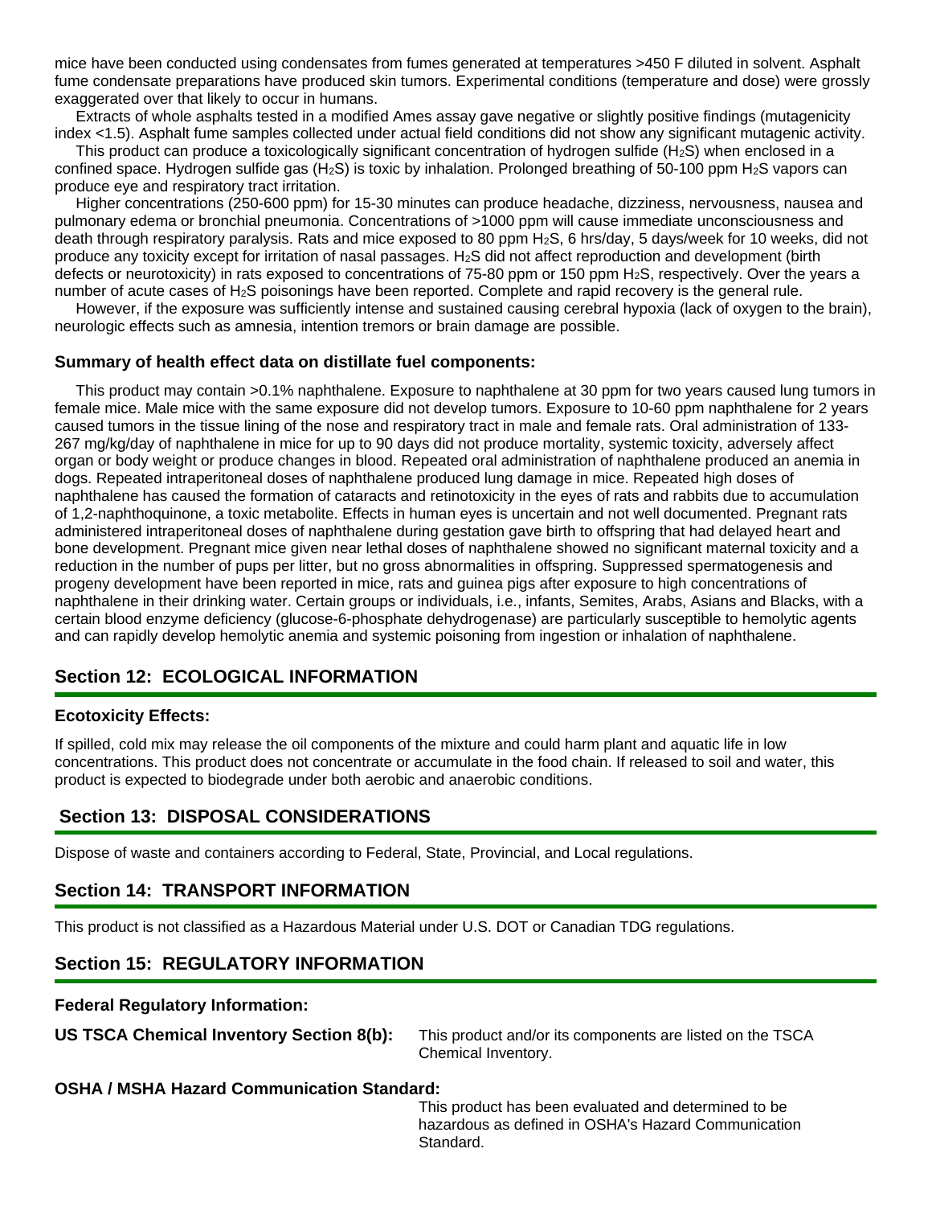mice have been conducted using condensates from fumes generated at temperatures >450 F diluted in solvent. Asphalt fume condensate preparations have produced skin tumors. Experimental conditions (temperature and dose) were grossly exaggerated over that likely to occur in humans.

Extracts of whole asphalts tested in a modified Ames assay gave negative or slightly positive findings (mutagenicity index <1.5). Asphalt fume samples collected under actual field conditions did not show any significant mutagenic activity.

This product can produce a toxicologically significant concentration of hydrogen sulfide ($H_2S$) when enclosed in a confined space. Hydrogen sulfide gas ($H_2S$) is toxic by inhalation. Prolonged breathing of 50-100 ppm $H_2S$ vapors can produce eye and respiratory tract irritation.

Higher concentrations (250-600 ppm) for 15-30 minutes can produce headache, dizziness, nervousness, nausea and pulmonary edema or bronchial pneumonia. Concentrations of >1000 ppm will cause immediate unconsciousness and death through respiratory paralysis. Rats and mice exposed to 80 ppm $H_2S$, 6 hrs/day, 5 days/week for 10 weeks, did not produce any toxicity except for irritation of nasal passages. $H_2S$ did not affect reproduction and development (birth defects or neurotoxicity) in rats exposed to concentrations of 75-80 ppm or 150 ppm $H_2S$, respectively. Over the years a number of acute cases of $H_2S$ poisonings have been reported. Complete and rapid recovery is the general rule.

However, if the exposure was sufficiently intense and sustained causing cerebral hypoxia (lack of oxygen to the brain), neurologic effects such as amnesia, intention tremors or brain damage are possible.

### Summary of health effect data on distillate fuel components:

This product may contain >0.1% naphthalene. Exposure to naphthalene at 30 ppm for two years caused lung tumors in female mice. Male mice with the same exposure did not develop tumors. Exposure to 10-60 ppm naphthalene for 2 years caused tumors in the tissue lining of the nose and respiratory tract in male and female rats. Oral administration of 133-267 mg/kg/day of naphthalene in mice for up to 90 days did not produce mortality, systemic toxicity, adversely affect organ or body weight or produce changes in blood. Repeated oral administration of naphthalene produced an anemia in dogs. Repeated intraperitoneal doses of naphthalene produced lung damage in mice. Repeated high doses of naphthalene has caused the formation of cataracts and retinotoxicity in the eyes of rats and rabbits due to accumulation of 1,2-naphthoquinone, a toxic metabolite. Effects in human eyes is uncertain and not well documented. Pregnant rats administered intraperitoneal doses of naphthalene during gestation gave birth to offspring that had delayed heart and bone development. Pregnant mice given near lethal doses of naphthalene showed no significant maternal toxicity and a reduction in the number of pups per litter, but no gross abnormalities in offspring. Suppressed spermatogenesis and progeny development have been reported in mice, rats and guinea pigs after exposure to high concentrations of naphthalene in their drinking water. Certain groups or individuals, i.e., infants, Semites, Arabs, Asians and Blacks, with a certain blood enzyme deficiency (glucose-6-phosphate dehydrogenase) are particularly susceptible to hemolytic agents and can rapidly develop hemolytic anemia and systemic poisoning from ingestion or inhalation of naphthalene.

## Section 12: ECOLOGICAL INFORMATION

### Ecotoxicity Effects:

If spilled, cold mix may release the oil components of the mixture and could harm plant and aquatic life in low concentrations. This product does not concentrate or accumulate in the food chain. If released to soil and water, this product is expected to biodegrade under both aerobic and anaerobic conditions.

## Section 13: DISPOSAL CONSIDERATIONS

Dispose of waste and containers according to Federal, State, Provincial, and Local regulations.

## Section 14: TRANSPORT INFORMATION

This product is not classified as a Hazardous Material under U.S. DOT or Canadian TDG regulations.

## Section 15: REGULATORY INFORMATION

### Federal Regulatory Information:

**US TSCA Chemical Inventory Section 8(b):** This product and/or its components are listed on the TSCA Chemical Inventory.

**OSHA / MSHA Hazard Communication Standard:**

This product has been evaluated and determined to be hazardous as defined in OSHA's Hazard Communication Standard.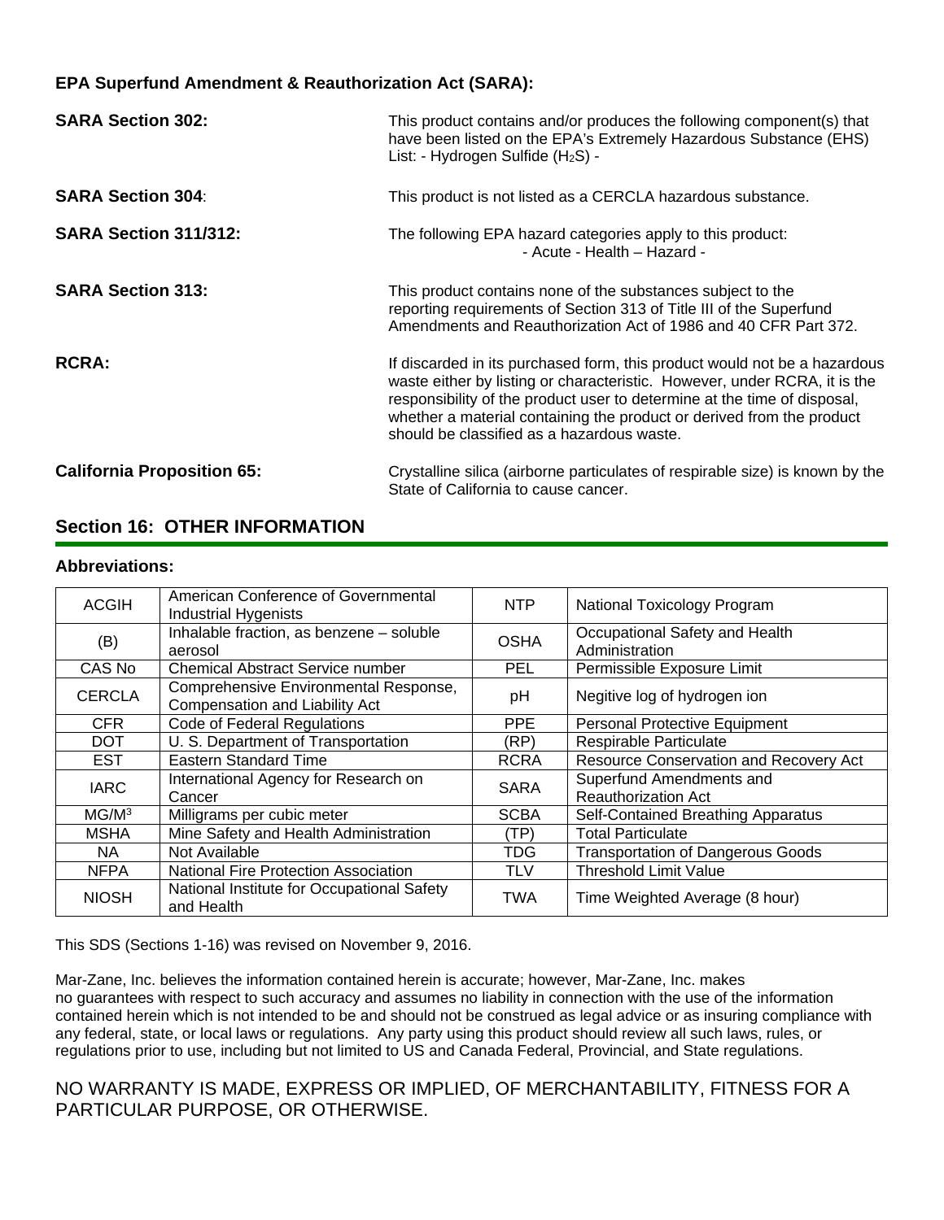**EPA Superfund Amendment & Reauthorization Act (SARA):**

| | |
|---|---|
| **SARA Section 302:** | This product contains and/or produces the following component(s) that have been listed on the EPA's Extremely Hazardous Substance (EHS) List: - Hydrogen Sulfide ($H_2S$) - |
| **SARA Section 304**: | This product is not listed as a CERCLA hazardous substance. |
| **SARA Section 311/312:** | The following EPA hazard categories apply to this product: - Acute - Health – Hazard - |
| **SARA Section 313:** | This product contains none of the substances subject to the reporting requirements of Section 313 of Title III of the Superfund Amendments and Reauthorization Act of 1986 and 40 CFR Part 372. |
| **RCRA:** | If discarded in its purchased form, this product would not be a hazardous waste either by listing or characteristic. However, under RCRA, it is the responsibility of the product user to determine at the time of disposal, whether a material containing the product or derived from the product should be classified as a hazardous waste. |
| **California Proposition 65:** | Crystalline silica (airborne particulates of respirable size) is known by the State of California to cause cancer. |

## Section 16: OTHER INFORMATION

**Abbreviations:**

| | | | |
|---|---|---|---|
| ACGIH | American Conference of Governmental Industrial Hygenists | NTP | National Toxicology Program |
| (B) | Inhalable fraction, as benzene – soluble aerosol | OSHA | Occupational Safety and Health Administration |
| CAS No | Chemical Abstract Service number | PEL | Permissible Exposure Limit |
| CERCLA | Comprehensive Environmental Response, Compensation and Liability Act | pH | Negitive log of hydrogen ion |
| CFR | Code of Federal Regulations | PPE | Personal Protective Equipment |
| DOT | U. S. Department of Transportation | (RP) | Respirable Particulate |
| EST | Eastern Standard Time | RCRA | Resource Conservation and Recovery Act |
| IARC | International Agency for Research on Cancer | SARA | Superfund Amendments and Reauthorization Act |
| $MG/M^3$ | Milligrams per cubic meter | SCBA | Self-Contained Breathing Apparatus |
| MSHA | Mine Safety and Health Administration | (TP) | Total Particulate |
| NA | Not Available | TDG | Transportation of Dangerous Goods |
| NFPA | National Fire Protection Association | TLV | Threshold Limit Value |
| NIOSH | National Institute for Occupational Safety and Health | TWA | Time Weighted Average (8 hour) |

This SDS (Sections 1-16) was revised on November 9, 2016.

Mar-Zane, Inc. believes the information contained herein is accurate; however, Mar-Zane, Inc. makes no guarantees with respect to such accuracy and assumes no liability in connection with the use of the information contained herein which is not intended to be and should not be construed as legal advice or as insuring compliance with any federal, state, or local laws or regulations. Any party using this product should review all such laws, rules, or regulations prior to use, including but not limited to US and Canada Federal, Provincial, and State regulations.

NO WARRANTY IS MADE, EXPRESS OR IMPLIED, OF MERCHANTABILITY, FITNESS FOR A PARTICULAR PURPOSE, OR OTHERWISE.